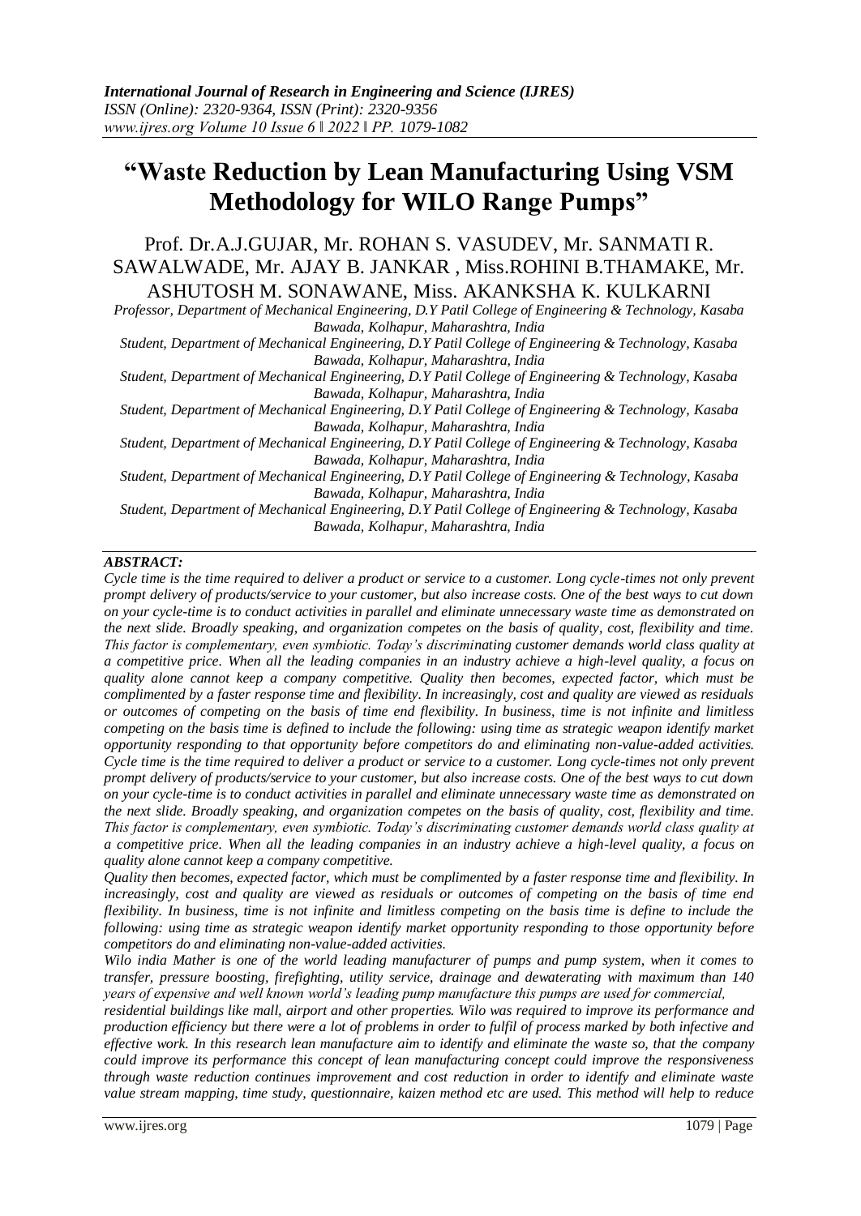# "Waste Reduction by Lean Manufacturing Using VSM Methodology for WILO Range Pumps"

Prof. Dr.A.J.GUJAR, Mr. ROHAN S. VASUDEV, Mr. SANMATI R. SAWALWADE, Mr. AJAY B. JANKAR , Miss.ROHINI B.THAMAKE, Mr. ASHUTOSH M. SONAWANE, Miss. AKANKSHA K. KULKARNI

*Professor, Department of Mechanical Engineering, D.Y Patil College of Engineering & Technology, Kasaba Bawada, Kolhapur, Maharashtra, India*

*Student, Department of Mechanical Engineering, D.Y Patil College of Engineering & Technology, Kasaba Bawada, Kolhapur, Maharashtra, India*

*Student, Department of Mechanical Engineering, D.Y Patil College of Engineering & Technology, Kasaba Bawada, Kolhapur, Maharashtra, India*

*Student, Department of Mechanical Engineering, D.Y Patil College of Engineering & Technology, Kasaba Bawada, Kolhapur, Maharashtra, India*

*Student, Department of Mechanical Engineering, D.Y Patil College of Engineering & Technology, Kasaba Bawada, Kolhapur, Maharashtra, India*

*Student, Department of Mechanical Engineering, D.Y Patil College of Engineering & Technology, Kasaba Bawada, Kolhapur, Maharashtra, India*

*Student, Department of Mechanical Engineering, D.Y Patil College of Engineering & Technology, Kasaba Bawada, Kolhapur, Maharashtra, India*

## *ABSTRACT:*

*Cycle time is the time required to deliver a product or service to a customer. Long cycle-times not only prevent prompt delivery of products/service to your customer, but also increase costs. One of the best ways to cut down on your cycle-time is to conduct activities in parallel and eliminate unnecessary waste time as demonstrated on the next slide. Broadly speaking, and organization competes on the basis of quality, cost, flexibility and time. This factor is complementary, even symbiotic. Today's discriminating customer demands world class quality at a competitive price. When all the leading companies in an industry achieve a high-level quality, a focus on quality alone cannot keep a company competitive. Quality then becomes, expected factor, which must be complimented by a faster response time and flexibility. In increasingly, cost and quality are viewed as residuals or outcomes of competing on the basis of time end flexibility. In business, time is not infinite and limitless competing on the basis time is defined to include the following: using time as strategic weapon identify market opportunity responding to that opportunity before competitors do and eliminating non-value-added activities. Cycle time is the time required to deliver a product or service to a customer. Long cycle-times not only prevent prompt delivery of products/service to your customer, but also increase costs. One of the best ways to cut down on your cycle-time is to conduct activities in parallel and eliminate unnecessary waste time as demonstrated on the next slide. Broadly speaking, and organization competes on the basis of quality, cost, flexibility and time. This factor is complementary, even symbiotic. Today's discriminating customer demands world class quality at a competitive price. When all the leading companies in an industry achieve a high-level quality, a focus on quality alone cannot keep a company competitive.*

*Quality then becomes, expected factor, which must be complimented by a faster response time and flexibility. In increasingly, cost and quality are viewed as residuals or outcomes of competing on the basis of time end flexibility. In business, time is not infinite and limitless competing on the basis time is define to include the following: using time as strategic weapon identify market opportunity responding to those opportunity before competitors do and eliminating non-value-added activities.*

*Wilo india Mather is one of the world leading manufacturer of pumps and pump system, when it comes to transfer, pressure boosting, firefighting, utility service, drainage and dewaterating with maximum than 140 years of expensive and well known world's leading pump manufacture this pumps are used for commercial, residential buildings like mall, airport and other properties. Wilo was required to improve its performance and production efficiency but there were a lot of problems in order to fulfil of process marked by both infective and effective work. In this research lean manufacture aim to identify and eliminate the waste so, that the company could improve its performance this concept of lean manufacturing concept could improve the responsiveness through waste reduction continues improvement and cost reduction in order to identify and eliminate waste value stream mapping, time study, questionnaire, kaizen method etc are used. This method will help to reduce*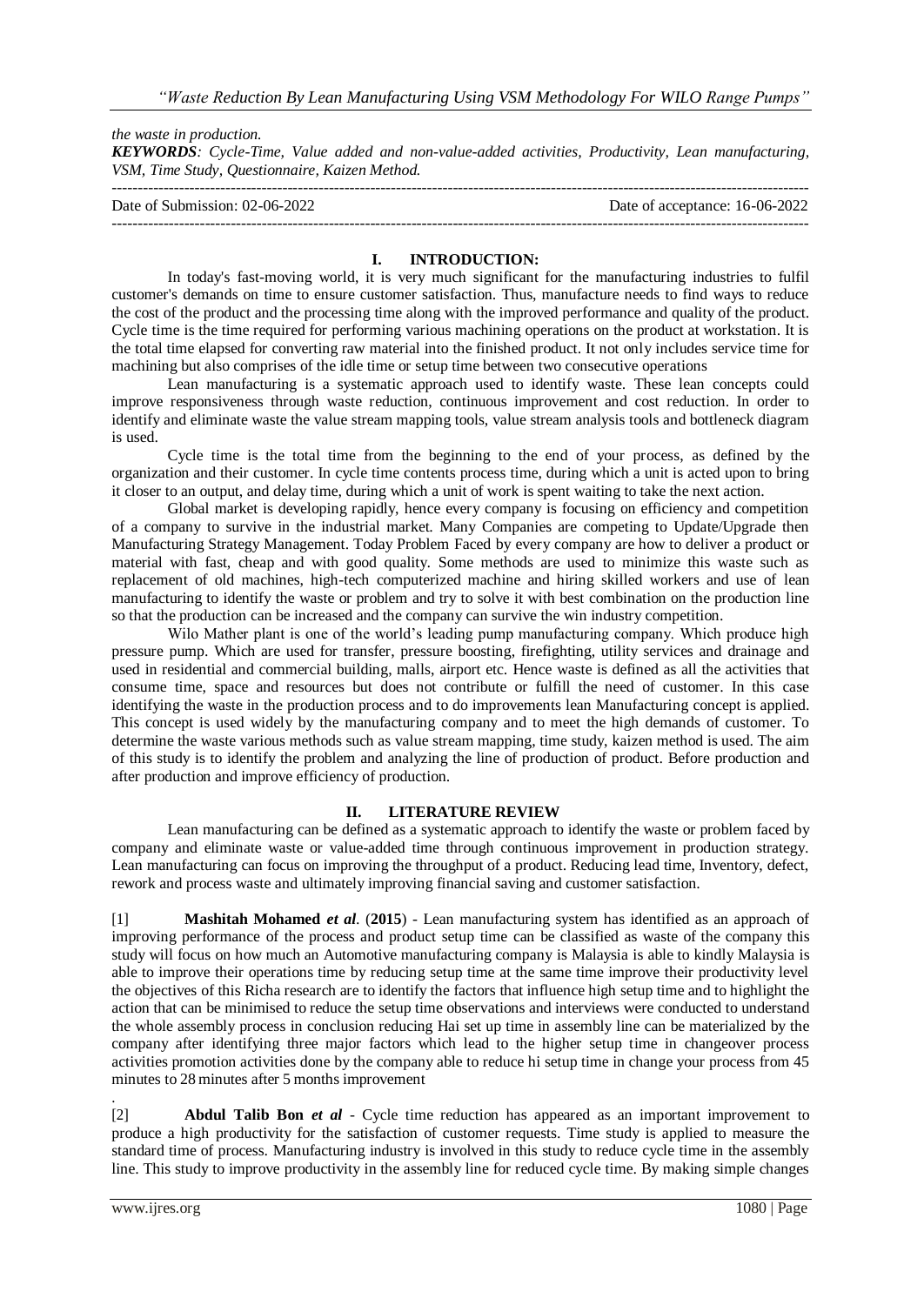the waste in production.

***KEYWORDS****: Cycle-Time, Value added and non-value-added activities, Productivity, Lean manufacturing, VSM, Time Study, Questionnaire, Kaizen Method.*

---

Date of Submission: 02-06-2022 Date of acceptance: 16-06-2022

---

## I. INTRODUCTION:

In today's fast-moving world, it is very much significant for the manufacturing industries to fulfil customer's demands on time to ensure customer satisfaction. Thus, manufacture needs to find ways to reduce the cost of the product and the processing time along with the improved performance and quality of the product. Cycle time is the time required for performing various machining operations on the product at workstation. It is the total time elapsed for converting raw material into the finished product. It not only includes service time for machining but also comprises of the idle time or setup time between two consecutive operations

Lean manufacturing is a systematic approach used to identify waste. These lean concepts could improve responsiveness through waste reduction, continuous improvement and cost reduction. In order to identify and eliminate waste the value stream mapping tools, value stream analysis tools and bottleneck diagram is used.

Cycle time is the total time from the beginning to the end of your process, as defined by the organization and their customer. In cycle time contents process time, during which a unit is acted upon to bring it closer to an output, and delay time, during which a unit of work is spent waiting to take the next action.

Global market is developing rapidly, hence every company is focusing on efficiency and competition of a company to survive in the industrial market. Many Companies are competing to Update/Upgrade then Manufacturing Strategy Management. Today Problem Faced by every company are how to deliver a product or material with fast, cheap and with good quality. Some methods are used to minimize this waste such as replacement of old machines, high-tech computerized machine and hiring skilled workers and use of lean manufacturing to identify the waste or problem and try to solve it with best combination on the production line so that the production can be increased and the company can survive the win industry competition.

Wilo Mather plant is one of the world's leading pump manufacturing company. Which produce high pressure pump. Which are used for transfer, pressure boosting, firefighting, utility services and drainage and used in residential and commercial building, malls, airport etc. Hence waste is defined as all the activities that consume time, space and resources but does not contribute or fulfill the need of customer. In this case identifying the waste in the production process and to do improvements lean Manufacturing concept is applied. This concept is used widely by the manufacturing company and to meet the high demands of customer. To determine the waste various methods such as value stream mapping, time study, kaizen method is used. The aim of this study is to identify the problem and analyzing the line of production of product. Before production and after production and improve efficiency of production.

## II. LITERATURE REVIEW

Lean manufacturing can be defined as a systematic approach to identify the waste or problem faced by company and eliminate waste or value-added time through continuous improvement in production strategy. Lean manufacturing can focus on improving the throughput of a product. Reducing lead time, Inventory, defect, rework and process waste and ultimately improving financial saving and customer satisfaction.

[1] **Mashitah Mohamed** ***et al*****. (2015)** - Lean manufacturing system has identified as an approach of improving performance of the process and product setup time can be classified as waste of the company this study will focus on how much an Automotive manufacturing company is Malaysia is able to kindly Malaysia is able to improve their operations time by reducing setup time at the same time improve their productivity level the objectives of this Richa research are to identify the factors that influence high setup time and to highlight the action that can be minimised to reduce the setup time observations and interviews were conducted to understand the whole assembly process in conclusion reducing Hai set up time in assembly line can be materialized by the company after identifying three major factors which lead to the higher setup time in changeover process activities promotion activities done by the company able to reduce hi setup time in change your process from 45 minutes to 28 minutes after 5 months improvement

.

[2] **Abdul Talib Bon** ***et al*** - Cycle time reduction has appeared as an important improvement to produce a high productivity for the satisfaction of customer requests. Time study is applied to measure the standard time of process. Manufacturing industry is involved in this study to reduce cycle time in the assembly line. This study to improve productivity in the assembly line for reduced cycle time. By making simple changes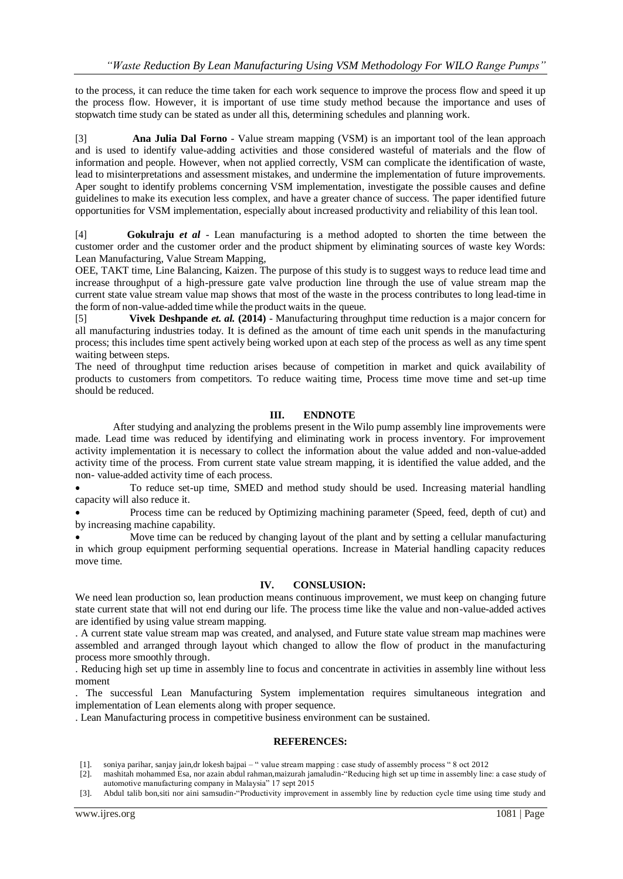to the process, it can reduce the time taken for each work sequence to improve the process flow and speed it up the process flow. However, it is important of use time study method because the importance and uses of stopwatch time study can be stated as under all this, determining schedules and planning work.

[3] **Ana Julia Dal Forno** - Value stream mapping (VSM) is an important tool of the lean approach and is used to identify value-adding activities and those considered wasteful of materials and the flow of information and people. However, when not applied correctly, VSM can complicate the identification of waste, lead to misinterpretations and assessment mistakes, and undermine the implementation of future improvements. Aper sought to identify problems concerning VSM implementation, investigate the possible causes and define guidelines to make its execution less complex, and have a greater chance of success. The paper identified future opportunities for VSM implementation, especially about increased productivity and reliability of this lean tool.

[4] **Gokulraju *et al*** - Lean manufacturing is a method adopted to shorten the time between the customer order and the customer order and the product shipment by eliminating sources of waste key Words: Lean Manufacturing, Value Stream Mapping,
OEE, TAKT time, Line Balancing, Kaizen. The purpose of this study is to suggest ways to reduce lead time and increase throughput of a high-pressure gate valve production line through the use of value stream map the current state value stream value map shows that most of the waste in the process contributes to long lead-time in the form of non-value-added time while the product waits in the queue.

[5] **Vivek Deshpande *et. al.* (2014)** - Manufacturing throughput time reduction is a major concern for all manufacturing industries today. It is defined as the amount of time each unit spends in the manufacturing process; this includes time spent actively being worked upon at each step of the process as well as any time spent waiting between steps.
The need of throughput time reduction arises because of competition in market and quick availability of products to customers from competitors. To reduce waiting time, Process time move time and set-up time should be reduced.

## III. ENDNOTE

After studying and analyzing the problems present in the Wilo pump assembly line improvements were made. Lead time was reduced by identifying and eliminating work in process inventory. For improvement activity implementation it is necessary to collect the information about the value added and non-value-added activity time of the process. From current state value stream mapping, it is identified the value added, and the non- value-added activity time of each process.

- To reduce set-up time, SMED and method study should be used. Increasing material handling capacity will also reduce it.
- Process time can be reduced by Optimizing machining parameter (Speed, feed, depth of cut) and by increasing machine capability.
- Move time can be reduced by changing layout of the plant and by setting a cellular manufacturing in which group equipment performing sequential operations. Increase in Material handling capacity reduces move time.

## IV. CONSLUSION:

We need lean production so, lean production means continuous improvement, we must keep on changing future state current state that will not end during our life. The process time like the value and non-value-added actives are identified by using value stream mapping.

. A current state value stream map was created, and analysed, and Future state value stream map machines were assembled and arranged through layout which changed to allow the flow of product in the manufacturing process more smoothly through.

. Reducing high set up time in assembly line to focus and concentrate in activities in assembly line without less moment

. The successful Lean Manufacturing System implementation requires simultaneous integration and implementation of Lean elements along with proper sequence.

. Lean Manufacturing process in competitive business environment can be sustained.

## REFERENCES:

[1]. soniya parihar, sanjay jain,dr lokesh bajpai – " value stream mapping : case study of assembly process " 8 oct 2012

[2]. mashitah mohammed Esa, nor azain abdul rahman,maizurah jamaludin-"Reducing high set up time in assembly line: a case study of automotive manufacturing company in Malaysia" 17 sept 2015

[3]. Abdul talib bon,siti nor aini samsudin-"Productivity improvement in assembly line by reduction cycle time using time study and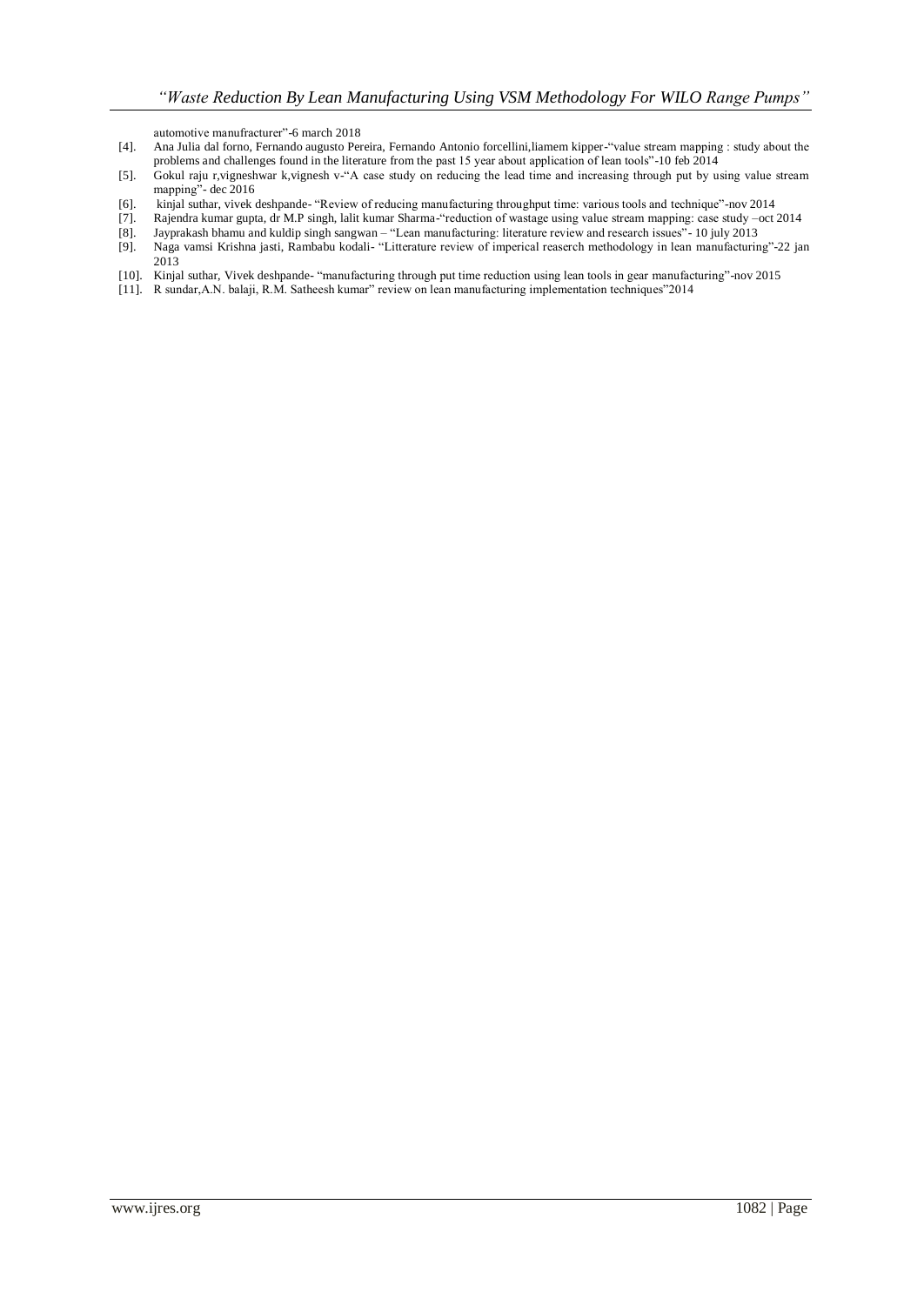automotive manufracturer"-6 march 2018

[4]. Ana Julia dal forno, Fernando augusto Pereira, Fernando Antonio forcellini,liamem kipper-"value stream mapping : study about the problems and challenges found in the literature from the past 15 year about application of lean tools"-10 feb 2014

[5]. Gokul raju r,vigneshwar k,vignesh v-"A case study on reducing the lead time and increasing through put by using value stream mapping"- dec 2016

[6]. kinjal suthar, vivek deshpande- "Review of reducing manufacturing throughput time: various tools and technique"-nov 2014

[7]. Rajendra kumar gupta, dr M.P singh, lalit kumar Sharma-"reduction of wastage using value stream mapping: case study –oct 2014

[8]. Jayprakash bhamu and kuldip singh sangwan – "Lean manufacturing: literature review and research issues"- 10 july 2013

[9]. Naga vamsi Krishna jasti, Rambabu kodali- "Litterature review of imperical reaserch methodology in lean manufacturing"-22 jan 2013

[10]. Kinjal suthar, Vivek deshpande- "manufacturing through put time reduction using lean tools in gear manufacturing"-nov 2015

[11]. R sundar,A.N. balaji, R.M. Satheesh kumar" review on lean manufacturing implementation techniques"2014